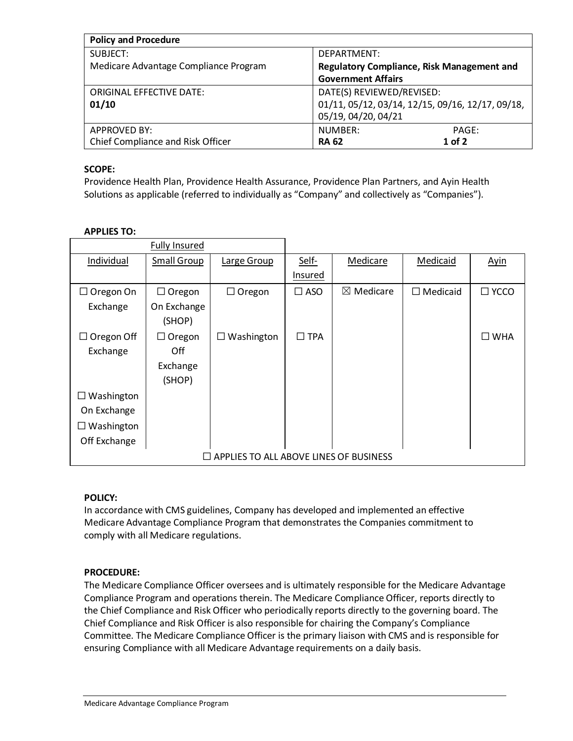| Policy and Procedure | |
|---|---|
| SUBJECT:<br>Medicare Advantage Compliance Program | DEPARTMENT:<br>**Regulatory Compliance, Risk Management and Government Affairs** |
| ORIGINAL EFFECTIVE DATE:<br>**01/10** | DATE(S) REVIEWED/REVISED:<br>01/11, 05/12, 03/14, 12/15, 09/16, 12/17, 09/18, 05/19, 04/20, 04/21 |
| APPROVED BY:<br>Chief Compliance and Risk Officer | NUMBER: **RA 62** PAGE: **1 of 2** |

**SCOPE:**
Providence Health Plan, Providence Health Assurance, Providence Plan Partners, and Ayin Health Solutions as applicable (referred to individually as "Company" and collectively as "Companies").

**APPLIES TO:**

| Fully Insured | | | | | | |
|---|---|---|---|---|---|---|
| Individual | Small Group | Large Group | Self-Insured | Medicare | Medicaid | Ayin |
| ☐ Oregon On Exchange | ☐ Oregon On Exchange (SHOP) | ☐ Oregon | ☐ ASO | ☒ Medicare | ☐ Medicaid | ☐ YCCO |
| ☐ Oregon Off Exchange | ☐ Oregon Off Exchange (SHOP) | ☐ Washington | ☐ TPA | | | ☐ WHA |
| ☐ Washington On Exchange | | | | | | |
| ☐ Washington Off Exchange | | | | | | |
| ☐ APPLIES TO ALL ABOVE LINES OF BUSINESS | | | | | | |

**POLICY:**
In accordance with CMS guidelines, Company has developed and implemented an effective Medicare Advantage Compliance Program that demonstrates the Companies commitment to comply with all Medicare regulations.

**PROCEDURE:**
The Medicare Compliance Officer oversees and is ultimately responsible for the Medicare Advantage Compliance Program and operations therein. The Medicare Compliance Officer, reports directly to the Chief Compliance and Risk Officer who periodically reports directly to the governing board. The Chief Compliance and Risk Officer is also responsible for chairing the Company's Compliance Committee. The Medicare Compliance Officer is the primary liaison with CMS and is responsible for ensuring Compliance with all Medicare Advantage requirements on a daily basis.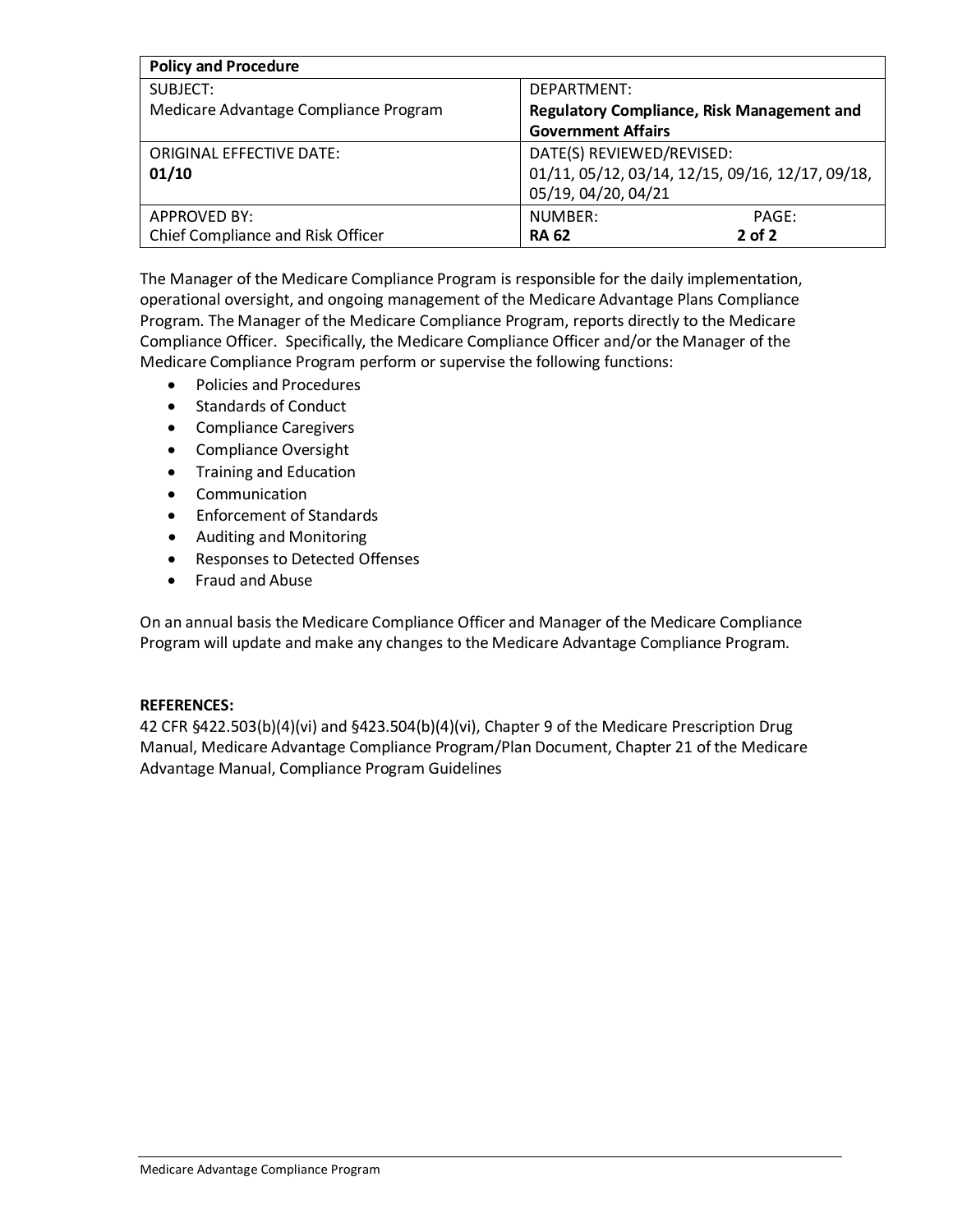| Policy and Procedure | |
|---|---|
| SUBJECT:<br>Medicare Advantage Compliance Program | DEPARTMENT:<br>**Regulatory Compliance, Risk Management and Government Affairs** |
| ORIGINAL EFFECTIVE DATE:<br>**01/10** | DATE(S) REVIEWED/REVISED:<br>01/11, 05/12, 03/14, 12/15, 09/16, 12/17, 09/18, 05/19, 04/20, 04/21 |
| APPROVED BY:<br>Chief Compliance and Risk Officer | NUMBER: **RA 62** PAGE: **2 of 2** |

The Manager of the Medicare Compliance Program is responsible for the daily implementation, operational oversight, and ongoing management of the Medicare Advantage Plans Compliance Program. The Manager of the Medicare Compliance Program, reports directly to the Medicare Compliance Officer. Specifically, the Medicare Compliance Officer and/or the Manager of the Medicare Compliance Program perform or supervise the following functions:

- Policies and Procedures
- Standards of Conduct
- Compliance Caregivers
- Compliance Oversight
- Training and Education
- Communication
- Enforcement of Standards
- Auditing and Monitoring
- Responses to Detected Offenses
- Fraud and Abuse

On an annual basis the Medicare Compliance Officer and Manager of the Medicare Compliance Program will update and make any changes to the Medicare Advantage Compliance Program.

**REFERENCES:**
42 CFR §422.503(b)(4)(vi) and §423.504(b)(4)(vi), Chapter 9 of the Medicare Prescription Drug Manual, Medicare Advantage Compliance Program/Plan Document, Chapter 21 of the Medicare Advantage Manual, Compliance Program Guidelines